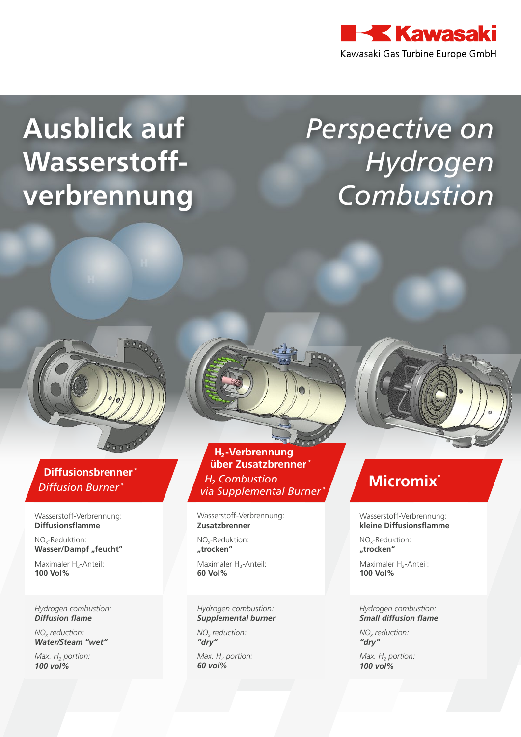Kawasaki

Kawasaki Gas Turbine Europe GmbH

# Ausblick auf Wasserstoffverbrennung

# *Perspective on Hydrogen Combustion*

## Diffusionsbrenner*

*Diffusion Burner**

Wasserstoff-Verbrennung:
**Diffusionsflamme**

$NO_x$-Reduktion:
**Wasser/Dampf „feucht"**

Maximaler $H_2$-Anteil:
**100 Vol%**

*Hydrogen combustion:*
***Diffusion flame***

*$NO_x$ reduction:*
***Water/Steam "wet"***

*Max. $H_2$ portion:*
***100 vol%***

## $H_2$-Verbrennung über Zusatzbrenner*

*$H_2$ Combustion via Supplemental Burner**

Wasserstoff-Verbrennung:
**Zusatzbrenner**

$NO_x$-Reduktion:
**„trocken"**

Maximaler $H_2$-Anteil:
**60 Vol%**

*Hydrogen combustion:*
***Supplemental burner***

*$NO_x$ reduction:*
***"dry"***

*Max. $H_2$ portion:*
***60 vol%***

## Micromix*

Wasserstoff-Verbrennung:
**kleine Diffusionsflamme**

$NO_x$-Reduktion:
**„trocken"**

Maximaler $H_2$-Anteil:
**100 Vol%**

*Hydrogen combustion:*
***Small diffusion flame***

*$NO_x$ reduction:*
***"dry"***

*Max. $H_2$ portion:*
***100 vol%***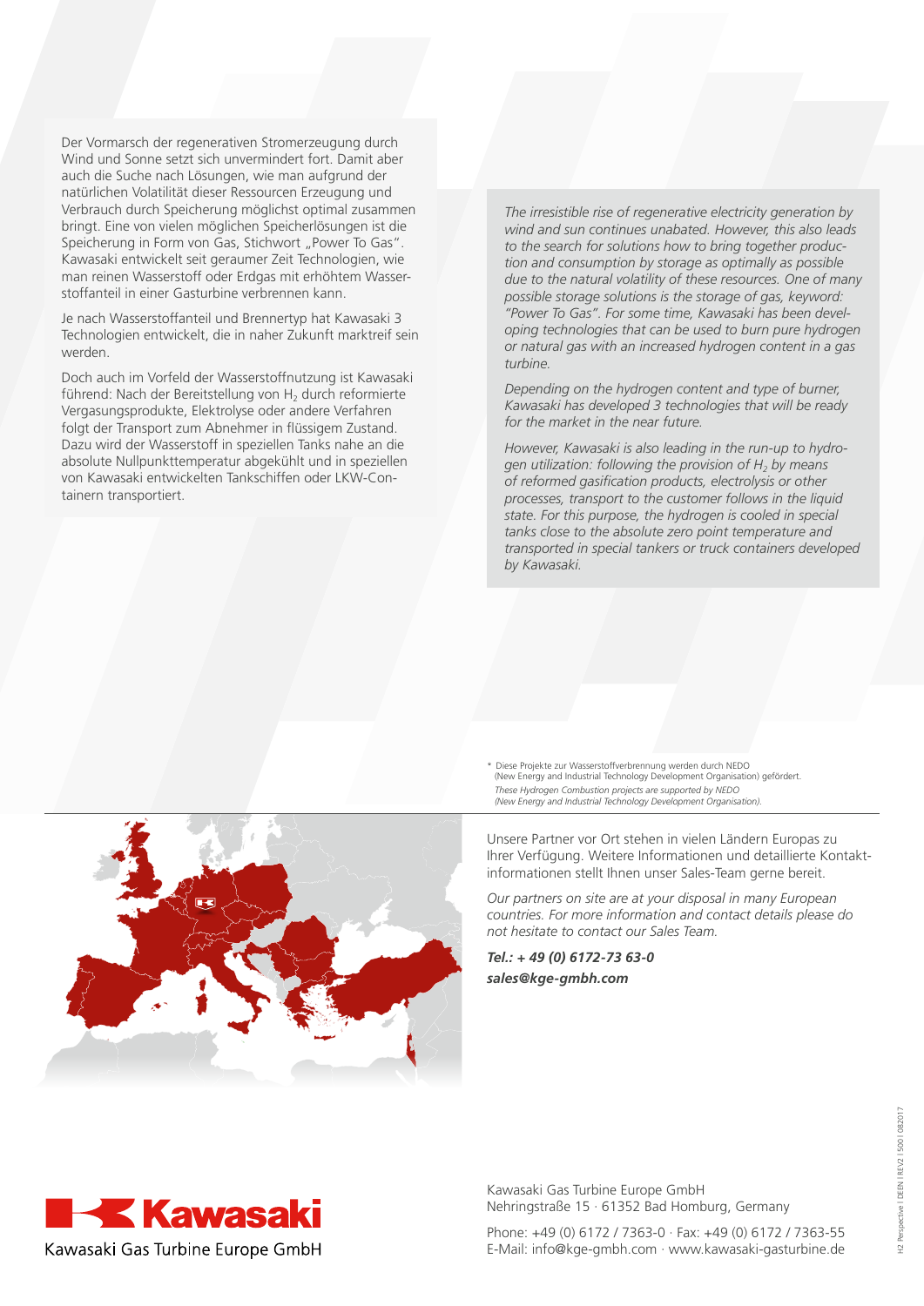Der Vormarsch der regenerativen Stromerzeugung durch Wind und Sonne setzt sich unvermindert fort. Damit aber auch die Suche nach Lösungen, wie man aufgrund der natürlichen Volatilität dieser Ressourcen Erzeugung und Verbrauch durch Speicherung möglichst optimal zusammen bringt. Eine von vielen möglichen Speicherlösungen ist die Speicherung in Form von Gas, Stichwort „Power To Gas". Kawasaki entwickelt seit geraumer Zeit Technologien, wie man reinen Wasserstoff oder Erdgas mit erhöhtem Wasserstoffanteil in einer Gasturbine verbrennen kann.

Je nach Wasserstoffanteil und Brennertyp hat Kawasaki 3 Technologien entwickelt, die in naher Zukunft marktreif sein werden.

Doch auch im Vorfeld der Wasserstoffnutzung ist Kawasaki führend: Nach der Bereitstellung von $H_2$ durch reformierte Vergasungsprodukte, Elektrolyse oder andere Verfahren folgt der Transport zum Abnehmer in flüssigem Zustand. Dazu wird der Wasserstoff in speziellen Tanks nahe an die absolute Nullpunkttemperatur abgekühlt und in speziellen von Kawasaki entwickelten Tankschiffen oder LKW-Containern transportiert.

*The irresistible rise of regenerative electricity generation by wind and sun continues unabated. However, this also leads to the search for solutions how to bring together production and consumption by storage as optimally as possible due to the natural volatility of these resources. One of many possible storage solutions is the storage of gas, keyword: "Power To Gas". For some time, Kawasaki has been developing technologies that can be used to burn pure hydrogen or natural gas with an increased hydrogen content in a gas turbine.*

*Depending on the hydrogen content and type of burner, Kawasaki has developed 3 technologies that will be ready for the market in the near future.*

*However, Kawasaki is also leading in the run-up to hydrogen utilization: following the provision of $H_2$ by means of reformed gasification products, electrolysis or other processes, transport to the customer follows in the liquid state. For this purpose, the hydrogen is cooled in special tanks close to the absolute zero point temperature and transported in special tankers or truck containers developed by Kawasaki.*

\* Diese Projekte zur Wasserstoffverbrennung werden durch NEDO (New Energy and Industrial Technology Development Organisation) gefördert.
*These Hydrogen Combustion projects are supported by NEDO (New Energy and Industrial Technology Development Organisation).*

Unsere Partner vor Ort stehen in vielen Ländern Europas zu Ihrer Verfügung. Weitere Informationen und detaillierte Kontaktinformationen stellt Ihnen unser Sales-Team gerne bereit.

*Our partners on site are at your disposal in many European countries. For more information and contact details please do not hesitate to contact our Sales Team.*

***Tel.: + 49 (0) 6172-73 63-0***
***sales@kge-gmbh.com***

Kawasaki

Kawasaki Gas Turbine Europe GmbH

Kawasaki Gas Turbine Europe GmbH
Nehringstraße 15 · 61352 Bad Homburg, Germany

Phone: +49 (0) 6172 / 7363-0 · Fax: +49 (0) 6172 / 7363-55
E-Mail: info@kge-gmbh.com · www.kawasaki-gasturbine.de

H2 Perspective | DEEN | REV2 | 500 | 082017